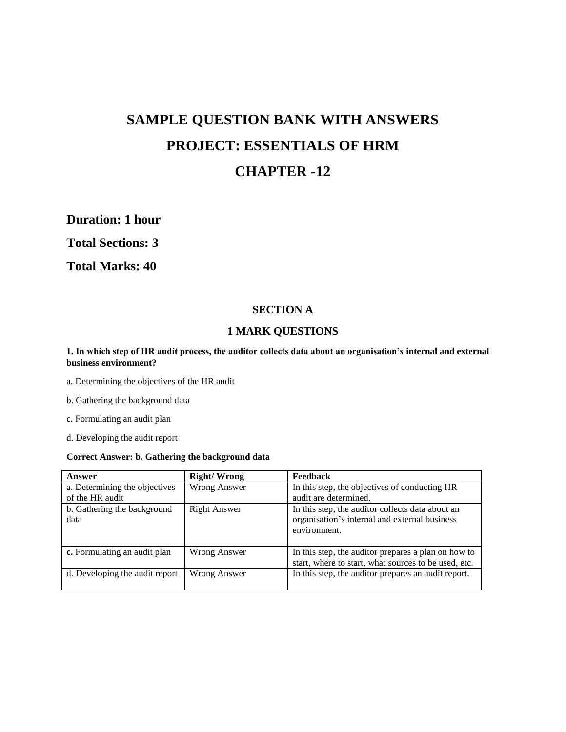# SAMPLE QUESTION BANK WITH ANSWERS

# PROJECT: ESSENTIALS OF HRM

# CHAPTER -12

## Duration: 1 hour

## Total Sections: 3

## Total Marks: 40

### SECTION A

### 1 MARK QUESTIONS

**1. In which step of HR audit process, the auditor collects data about an organisation's internal and external business environment?**

a. Determining the objectives of the HR audit

b. Gathering the background data

c. Formulating an audit plan

d. Developing the audit report

**Correct Answer: b. Gathering the background data**

| Answer | Right/ Wrong | Feedback |
| --- | --- | --- |
| a. Determining the objectives of the HR audit | Wrong Answer | In this step, the objectives of conducting HR audit are determined. |
| b. Gathering the background data | Right Answer | In this step, the auditor collects data about an organisation's internal and external business environment. |
| **c.** Formulating an audit plan | Wrong Answer | In this step, the auditor prepares a plan on how to start, where to start, what sources to be used, etc. |
| d. Developing the audit report | Wrong Answer | In this step, the auditor prepares an audit report. |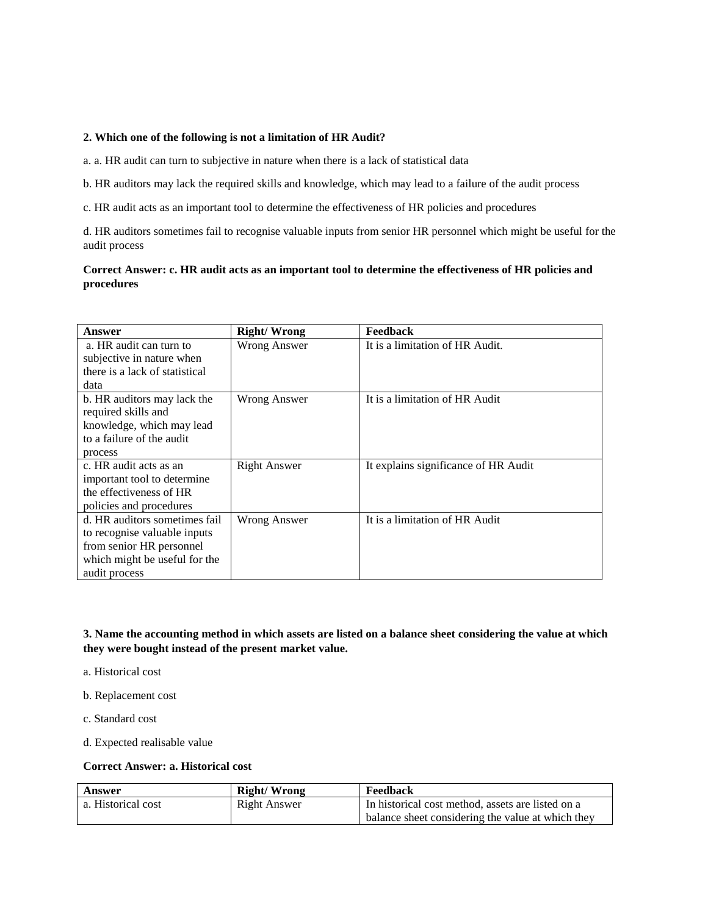**2. Which one of the following is not a limitation of HR Audit?**

a. a. HR audit can turn to subjective in nature when there is a lack of statistical data

b. HR auditors may lack the required skills and knowledge, which may lead to a failure of the audit process

c. HR audit acts as an important tool to determine the effectiveness of HR policies and procedures

d. HR auditors sometimes fail to recognise valuable inputs from senior HR personnel which might be useful for the audit process

**Correct Answer: c. HR audit acts as an important tool to determine the effectiveness of HR policies and procedures**

| Answer | Right/ Wrong | Feedback |
| --- | --- | --- |
| a. HR audit can turn to subjective in nature when there is a lack of statistical data | Wrong Answer | It is a limitation of HR Audit. |
| b. HR auditors may lack the required skills and knowledge, which may lead to a failure of the audit process | Wrong Answer | It is a limitation of HR Audit |
| c. HR audit acts as an important tool to determine the effectiveness of HR policies and procedures | Right Answer | It explains significance of HR Audit |
| d. HR auditors sometimes fail to recognise valuable inputs from senior HR personnel which might be useful for the audit process | Wrong Answer | It is a limitation of HR Audit |

**3. Name the accounting method in which assets are listed on a balance sheet considering the value at which they were bought instead of the present market value.**

a. Historical cost

b. Replacement cost

c. Standard cost

d. Expected realisable value

**Correct Answer: a. Historical cost**

| Answer | Right/ Wrong | Feedback |
| --- | --- | --- |
| a. Historical cost | Right Answer | In historical cost method, assets are listed on a balance sheet considering the value at which they |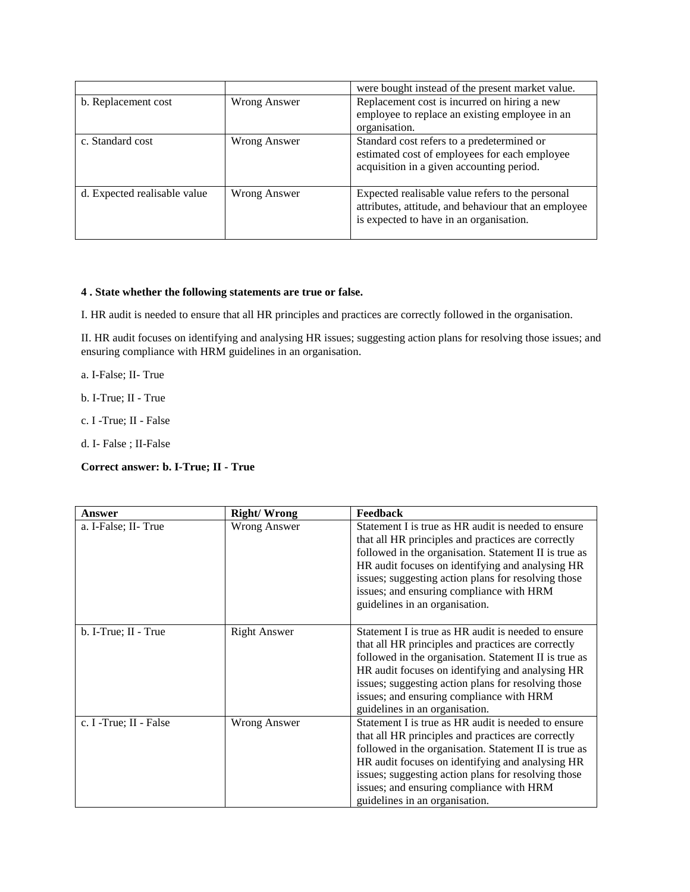| | | were bought instead of the present market value. |
|---|---|---|
| b. Replacement cost | Wrong Answer | Replacement cost is incurred on hiring a new employee to replace an existing employee in an organisation. |
| c. Standard cost | Wrong Answer | Standard cost refers to a predetermined or estimated cost of employees for each employee acquisition in a given accounting period. |
| d. Expected realisable value | Wrong Answer | Expected realisable value refers to the personal attributes, attitude, and behaviour that an employee is expected to have in an organisation. |

**4 . State whether the following statements are true or false.**

I. HR audit is needed to ensure that all HR principles and practices are correctly followed in the organisation.

II. HR audit focuses on identifying and analysing HR issues; suggesting action plans for resolving those issues; and ensuring compliance with HRM guidelines in an organisation.

a. I-False; II- True

b. I-True; II - True

c. I -True; II - False

d. I- False ; II-False

**Correct answer: b. I-True; II - True**

| **Answer** | **Right/ Wrong** | **Feedback** |
|---|---|---|
| a. I-False; II- True | Wrong Answer | Statement I is true as HR audit is needed to ensure that all HR principles and practices are correctly followed in the organisation. Statement II is true as HR audit focuses on identifying and analysing HR issues; suggesting action plans for resolving those issues; and ensuring compliance with HRM guidelines in an organisation. |
| b. I-True; II - True | Right Answer | Statement I is true as HR audit is needed to ensure that all HR principles and practices are correctly followed in the organisation. Statement II is true as HR audit focuses on identifying and analysing HR issues; suggesting action plans for resolving those issues; and ensuring compliance with HRM guidelines in an organisation. |
| c. I -True; II - False | Wrong Answer | Statement I is true as HR audit is needed to ensure that all HR principles and practices are correctly followed in the organisation. Statement II is true as HR audit focuses on identifying and analysing HR issues; suggesting action plans for resolving those issues; and ensuring compliance with HRM guidelines in an organisation. |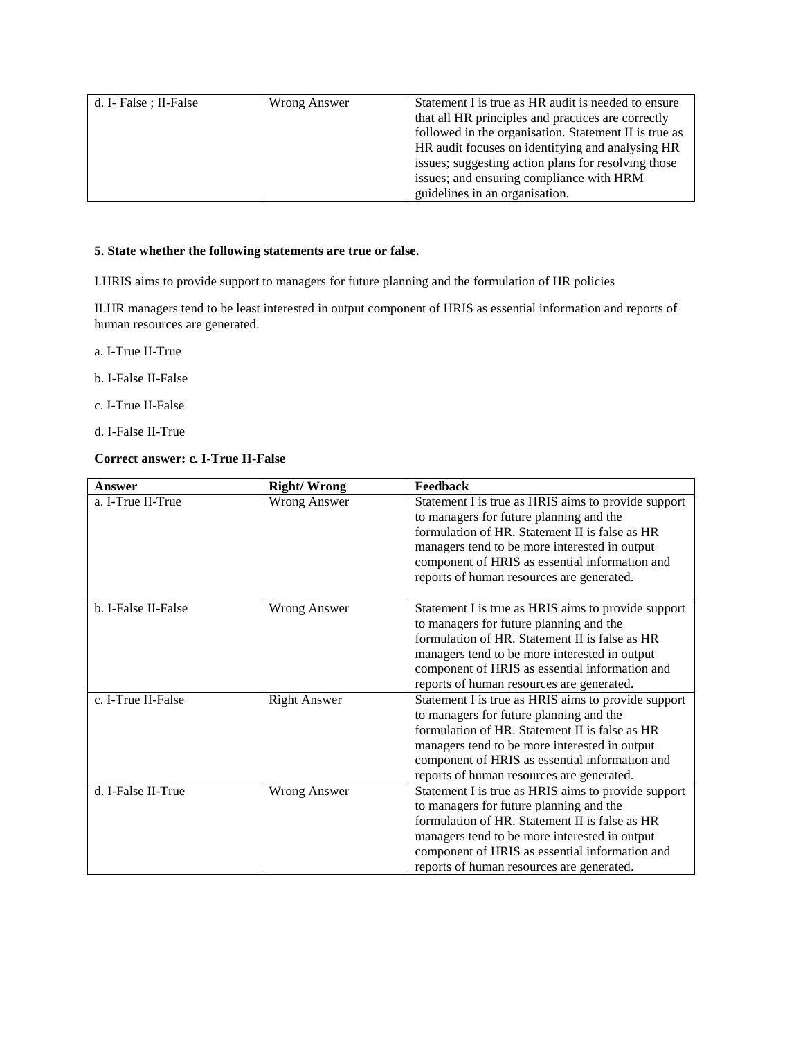| d. I- False ; II-False | Wrong Answer | Statement I is true as HR audit is needed to ensure that all HR principles and practices are correctly followed in the organisation. Statement II is true as HR audit focuses on identifying and analysing HR issues; suggesting action plans for resolving those issues; and ensuring compliance with HRM guidelines in an organisation. |
|---|---|---|

**5. State whether the following statements are true or false.**

I.HRIS aims to provide support to managers for future planning and the formulation of HR policies

II.HR managers tend to be least interested in output component of HRIS as essential information and reports of human resources are generated.

a. I-True II-True

b. I-False II-False

c. I-True II-False

d. I-False II-True

**Correct answer: c. I-True II-False**

| Answer | Right/ Wrong | Feedback |
|---|---|---|
| a. I-True II-True | Wrong Answer | Statement I is true as HRIS aims to provide support to managers for future planning and the formulation of HR. Statement II is false as HR managers tend to be more interested in output component of HRIS as essential information and reports of human resources are generated. |
| b. I-False II-False | Wrong Answer | Statement I is true as HRIS aims to provide support to managers for future planning and the formulation of HR. Statement II is false as HR managers tend to be more interested in output component of HRIS as essential information and reports of human resources are generated. |
| c. I-True II-False | Right Answer | Statement I is true as HRIS aims to provide support to managers for future planning and the formulation of HR. Statement II is false as HR managers tend to be more interested in output component of HRIS as essential information and reports of human resources are generated. |
| d. I-False II-True | Wrong Answer | Statement I is true as HRIS aims to provide support to managers for future planning and the formulation of HR. Statement II is false as HR managers tend to be more interested in output component of HRIS as essential information and reports of human resources are generated. |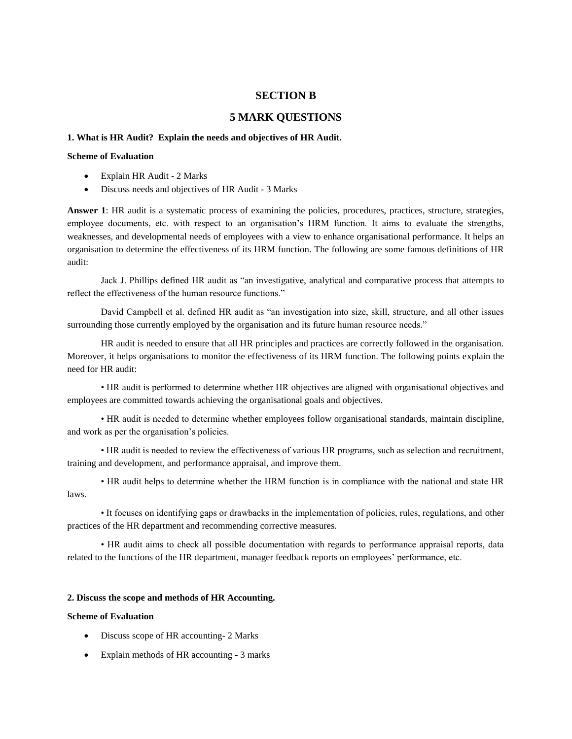## SECTION B

## 5 MARK QUESTIONS

**1. What is HR Audit? Explain the needs and objectives of HR Audit.**

**Scheme of Evaluation**

- Explain HR Audit - 2 Marks
- Discuss needs and objectives of HR Audit - 3 Marks

**Answer 1**: HR audit is a systematic process of examining the policies, procedures, practices, structure, strategies, employee documents, etc. with respect to an organisation's HRM function. It aims to evaluate the strengths, weaknesses, and developmental needs of employees with a view to enhance organisational performance. It helps an organisation to determine the effectiveness of its HRM function. The following are some famous definitions of HR audit:

Jack J. Phillips defined HR audit as "an investigative, analytical and comparative process that attempts to reflect the effectiveness of the human resource functions."

David Campbell et al. defined HR audit as "an investigation into size, skill, structure, and all other issues surrounding those currently employed by the organisation and its future human resource needs."

HR audit is needed to ensure that all HR principles and practices are correctly followed in the organisation. Moreover, it helps organisations to monitor the effectiveness of its HRM function. The following points explain the need for HR audit:

• HR audit is performed to determine whether HR objectives are aligned with organisational objectives and employees are committed towards achieving the organisational goals and objectives.

• HR audit is needed to determine whether employees follow organisational standards, maintain discipline, and work as per the organisation's policies.

• HR audit is needed to review the effectiveness of various HR programs, such as selection and recruitment, training and development, and performance appraisal, and improve them.

• HR audit helps to determine whether the HRM function is in compliance with the national and state HR laws.

• It focuses on identifying gaps or drawbacks in the implementation of policies, rules, regulations, and other practices of the HR department and recommending corrective measures.

• HR audit aims to check all possible documentation with regards to performance appraisal reports, data related to the functions of the HR department, manager feedback reports on employees' performance, etc.

**2. Discuss the scope and methods of HR Accounting.**

**Scheme of Evaluation**

- Discuss scope of HR accounting- 2 Marks
- Explain methods of HR accounting - 3 marks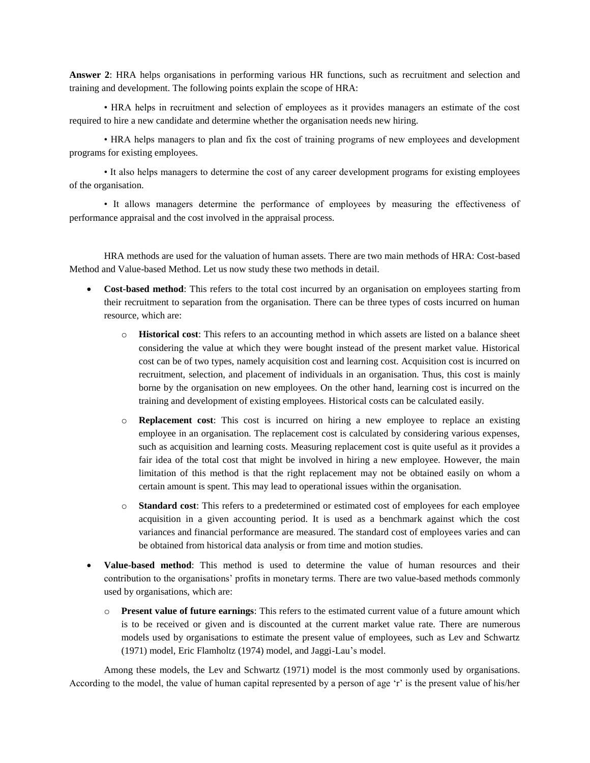**Answer 2**: HRA helps organisations in performing various HR functions, such as recruitment and selection and training and development. The following points explain the scope of HRA:

• HRA helps in recruitment and selection of employees as it provides managers an estimate of the cost required to hire a new candidate and determine whether the organisation needs new hiring.

• HRA helps managers to plan and fix the cost of training programs of new employees and development programs for existing employees.

• It also helps managers to determine the cost of any career development programs for existing employees of the organisation.

• It allows managers determine the performance of employees by measuring the effectiveness of performance appraisal and the cost involved in the appraisal process.

HRA methods are used for the valuation of human assets. There are two main methods of HRA: Cost-based Method and Value-based Method. Let us now study these two methods in detail.

- **Cost-based method**: This refers to the total cost incurred by an organisation on employees starting from their recruitment to separation from the organisation. There can be three types of costs incurred on human resource, which are:
  - **Historical cost**: This refers to an accounting method in which assets are listed on a balance sheet considering the value at which they were bought instead of the present market value. Historical cost can be of two types, namely acquisition cost and learning cost. Acquisition cost is incurred on recruitment, selection, and placement of individuals in an organisation. Thus, this cost is mainly borne by the organisation on new employees. On the other hand, learning cost is incurred on the training and development of existing employees. Historical costs can be calculated easily.
  - **Replacement cost**: This cost is incurred on hiring a new employee to replace an existing employee in an organisation. The replacement cost is calculated by considering various expenses, such as acquisition and learning costs. Measuring replacement cost is quite useful as it provides a fair idea of the total cost that might be involved in hiring a new employee. However, the main limitation of this method is that the right replacement may not be obtained easily on whom a certain amount is spent. This may lead to operational issues within the organisation.
  - **Standard cost**: This refers to a predetermined or estimated cost of employees for each employee acquisition in a given accounting period. It is used as a benchmark against which the cost variances and financial performance are measured. The standard cost of employees varies and can be obtained from historical data analysis or from time and motion studies.
- **Value-based method**: This method is used to determine the value of human resources and their contribution to the organisations' profits in monetary terms. There are two value-based methods commonly used by organisations, which are:
  - **Present value of future earnings**: This refers to the estimated current value of a future amount which is to be received or given and is discounted at the current market value rate. There are numerous models used by organisations to estimate the present value of employees, such as Lev and Schwartz (1971) model, Eric Flamholtz (1974) model, and Jaggi-Lau's model.

Among these models, the Lev and Schwartz (1971) model is the most commonly used by organisations. According to the model, the value of human capital represented by a person of age 'r' is the present value of his/her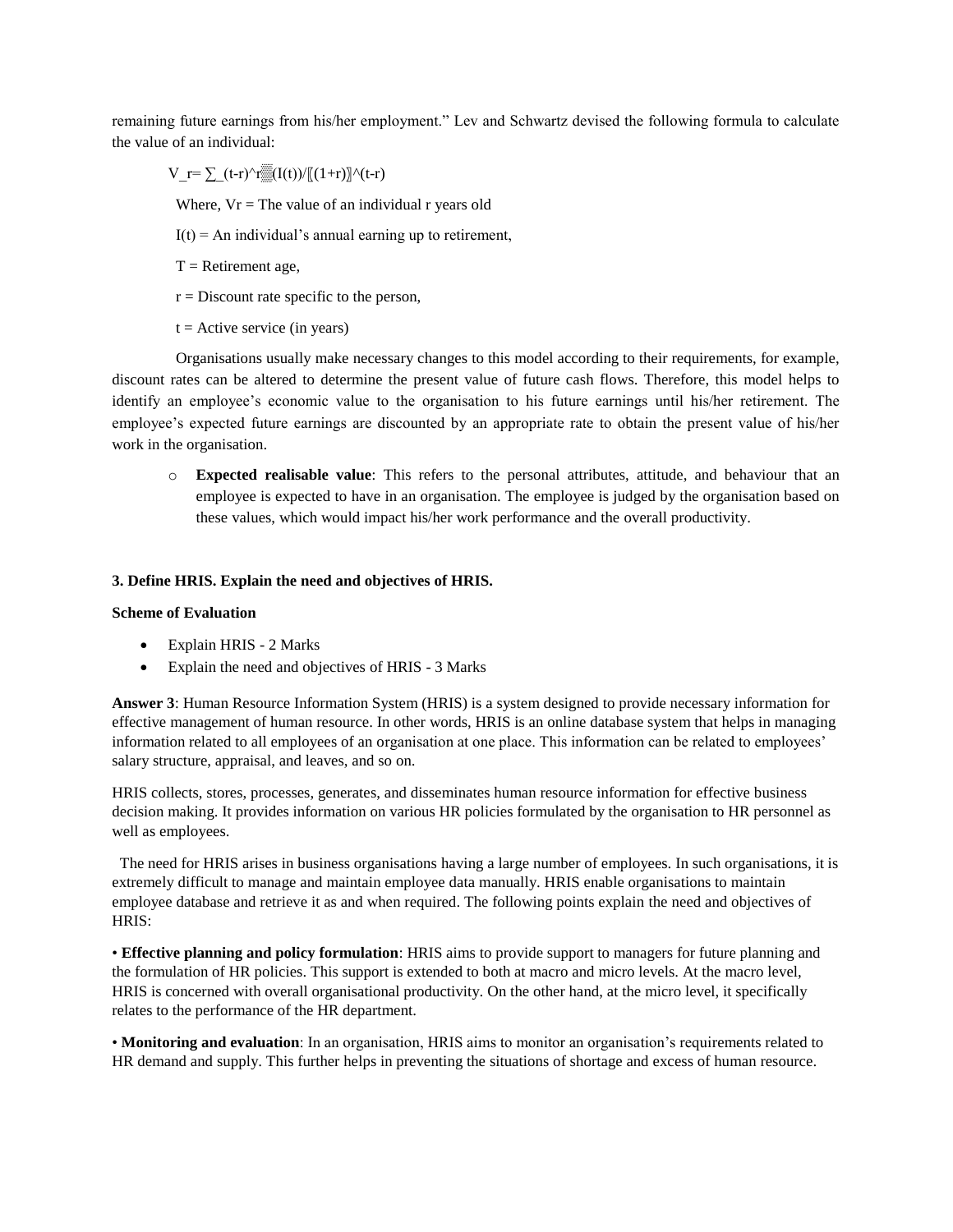remaining future earnings from his/her employment." Lev and Schwartz devised the following formula to calculate the value of an individual:

$$V_r = \sum_{t=r}^{T} \frac{I(t)}{(1+r)^{t-r}}$$

Where, Vr = The value of an individual r years old

I(t) = An individual's annual earning up to retirement,

T = Retirement age,

r = Discount rate specific to the person,

t = Active service (in years)

Organisations usually make necessary changes to this model according to their requirements, for example, discount rates can be altered to determine the present value of future cash flows. Therefore, this model helps to identify an employee's economic value to the organisation to his future earnings until his/her retirement. The employee's expected future earnings are discounted by an appropriate rate to obtain the present value of his/her work in the organisation.

- **Expected realisable value**: This refers to the personal attributes, attitude, and behaviour that an employee is expected to have in an organisation. The employee is judged by the organisation based on these values, which would impact his/her work performance and the overall productivity.

**3. Define HRIS. Explain the need and objectives of HRIS.**

**Scheme of Evaluation**

- Explain HRIS - 2 Marks
- Explain the need and objectives of HRIS - 3 Marks

**Answer 3**: Human Resource Information System (HRIS) is a system designed to provide necessary information for effective management of human resource. In other words, HRIS is an online database system that helps in managing information related to all employees of an organisation at one place. This information can be related to employees' salary structure, appraisal, and leaves, and so on.

HRIS collects, stores, processes, generates, and disseminates human resource information for effective business decision making. It provides information on various HR policies formulated by the organisation to HR personnel as well as employees.

The need for HRIS arises in business organisations having a large number of employees. In such organisations, it is extremely difficult to manage and maintain employee data manually. HRIS enable organisations to maintain employee database and retrieve it as and when required. The following points explain the need and objectives of HRIS:

• **Effective planning and policy formulation**: HRIS aims to provide support to managers for future planning and the formulation of HR policies. This support is extended to both at macro and micro levels. At the macro level, HRIS is concerned with overall organisational productivity. On the other hand, at the micro level, it specifically relates to the performance of the HR department.

• **Monitoring and evaluation**: In an organisation, HRIS aims to monitor an organisation's requirements related to HR demand and supply. This further helps in preventing the situations of shortage and excess of human resource.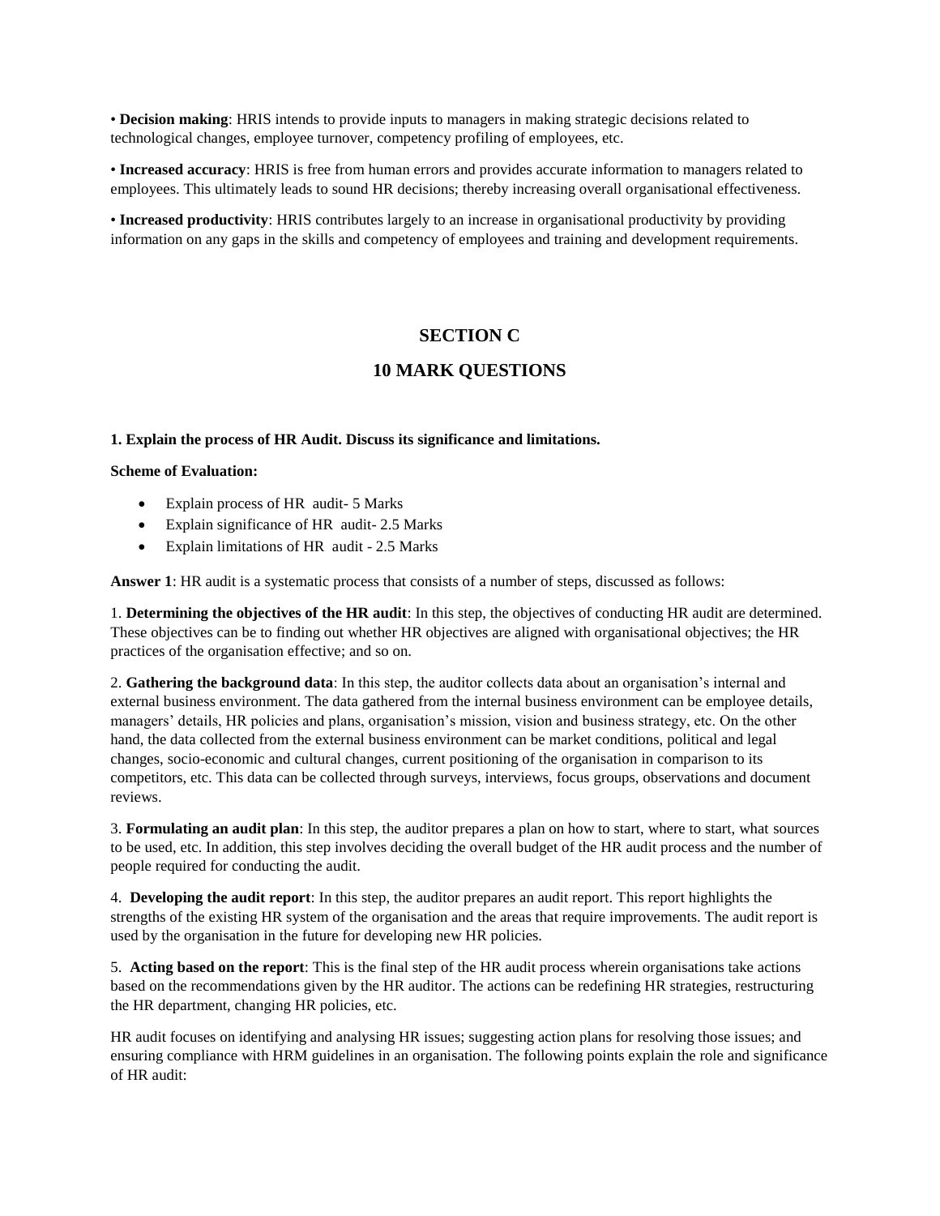• **Decision making**: HRIS intends to provide inputs to managers in making strategic decisions related to technological changes, employee turnover, competency profiling of employees, etc.

• **Increased accuracy**: HRIS is free from human errors and provides accurate information to managers related to employees. This ultimately leads to sound HR decisions; thereby increasing overall organisational effectiveness.

• **Increased productivity**: HRIS contributes largely to an increase in organisational productivity by providing information on any gaps in the skills and competency of employees and training and development requirements.

## SECTION C

## 10 MARK QUESTIONS

**1. Explain the process of HR Audit. Discuss its significance and limitations.**

**Scheme of Evaluation:**

- Explain process of HR audit- 5 Marks
- Explain significance of HR audit- 2.5 Marks
- Explain limitations of HR audit - 2.5 Marks

**Answer 1**: HR audit is a systematic process that consists of a number of steps, discussed as follows:

1. **Determining the objectives of the HR audit**: In this step, the objectives of conducting HR audit are determined. These objectives can be to finding out whether HR objectives are aligned with organisational objectives; the HR practices of the organisation effective; and so on.

2. **Gathering the background data**: In this step, the auditor collects data about an organisation's internal and external business environment. The data gathered from the internal business environment can be employee details, managers' details, HR policies and plans, organisation's mission, vision and business strategy, etc. On the other hand, the data collected from the external business environment can be market conditions, political and legal changes, socio-economic and cultural changes, current positioning of the organisation in comparison to its competitors, etc. This data can be collected through surveys, interviews, focus groups, observations and document reviews.

3. **Formulating an audit plan**: In this step, the auditor prepares a plan on how to start, where to start, what sources to be used, etc. In addition, this step involves deciding the overall budget of the HR audit process and the number of people required for conducting the audit.

4. **Developing the audit report**: In this step, the auditor prepares an audit report. This report highlights the strengths of the existing HR system of the organisation and the areas that require improvements. The audit report is used by the organisation in the future for developing new HR policies.

5. **Acting based on the report**: This is the final step of the HR audit process wherein organisations take actions based on the recommendations given by the HR auditor. The actions can be redefining HR strategies, restructuring the HR department, changing HR policies, etc.

HR audit focuses on identifying and analysing HR issues; suggesting action plans for resolving those issues; and ensuring compliance with HRM guidelines in an organisation. The following points explain the role and significance of HR audit: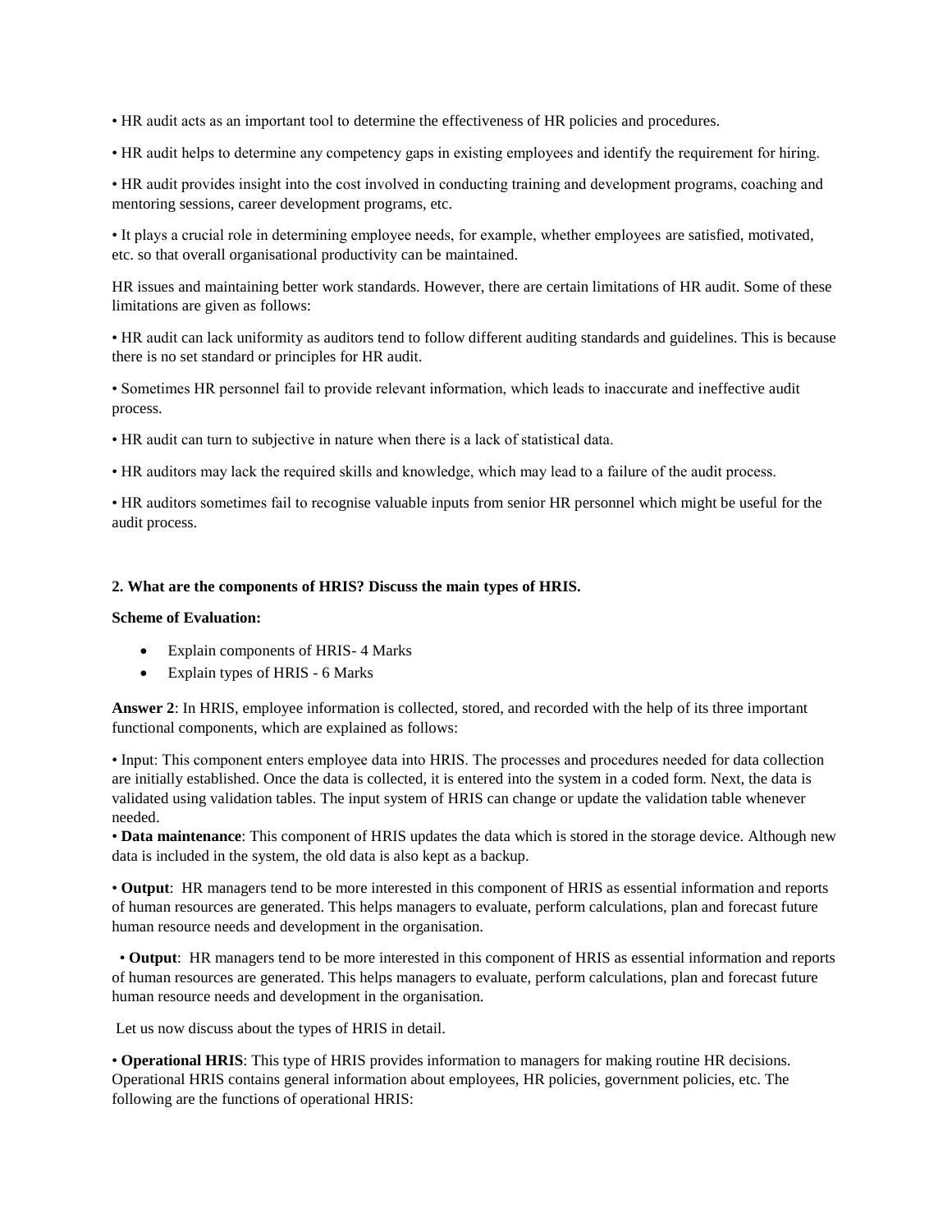• HR audit acts as an important tool to determine the effectiveness of HR policies and procedures.

• HR audit helps to determine any competency gaps in existing employees and identify the requirement for hiring.

• HR audit provides insight into the cost involved in conducting training and development programs, coaching and mentoring sessions, career development programs, etc.

• It plays a crucial role in determining employee needs, for example, whether employees are satisfied, motivated, etc. so that overall organisational productivity can be maintained.

HR issues and maintaining better work standards. However, there are certain limitations of HR audit. Some of these limitations are given as follows:

• HR audit can lack uniformity as auditors tend to follow different auditing standards and guidelines. This is because there is no set standard or principles for HR audit.

• Sometimes HR personnel fail to provide relevant information, which leads to inaccurate and ineffective audit process.

• HR audit can turn to subjective in nature when there is a lack of statistical data.

• HR auditors may lack the required skills and knowledge, which may lead to a failure of the audit process.

• HR auditors sometimes fail to recognise valuable inputs from senior HR personnel which might be useful for the audit process.

**2. What are the components of HRIS? Discuss the main types of HRIS.**

**Scheme of Evaluation:**

- Explain components of HRIS- 4 Marks
- Explain types of HRIS - 6 Marks

**Answer 2**: In HRIS, employee information is collected, stored, and recorded with the help of its three important functional components, which are explained as follows:

• Input: This component enters employee data into HRIS. The processes and procedures needed for data collection are initially established. Once the data is collected, it is entered into the system in a coded form. Next, the data is validated using validation tables. The input system of HRIS can change or update the validation table whenever needed.

• **Data maintenance**: This component of HRIS updates the data which is stored in the storage device. Although new data is included in the system, the old data is also kept as a backup.

• **Output**: HR managers tend to be more interested in this component of HRIS as essential information and reports of human resources are generated. This helps managers to evaluate, perform calculations, plan and forecast future human resource needs and development in the organisation.

• **Output**: HR managers tend to be more interested in this component of HRIS as essential information and reports of human resources are generated. This helps managers to evaluate, perform calculations, plan and forecast future human resource needs and development in the organisation.

Let us now discuss about the types of HRIS in detail.

• **Operational HRIS**: This type of HRIS provides information to managers for making routine HR decisions. Operational HRIS contains general information about employees, HR policies, government policies, etc. The following are the functions of operational HRIS: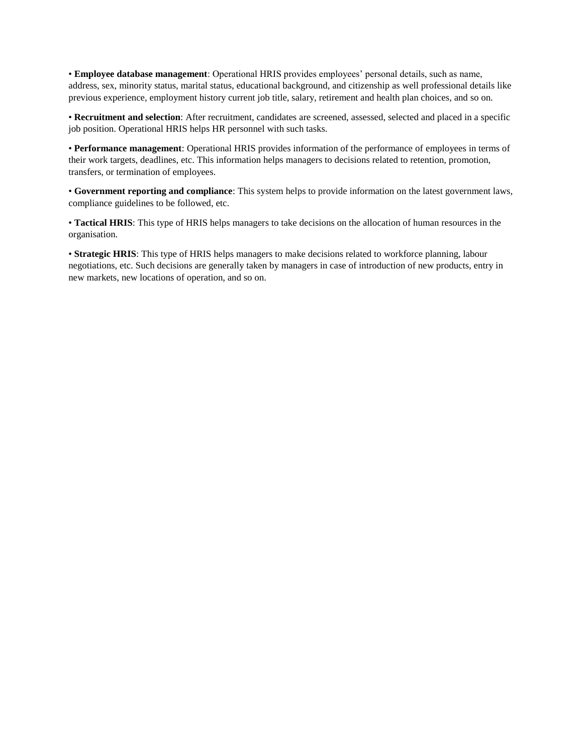- **Employee database management**: Operational HRIS provides employees' personal details, such as name, address, sex, minority status, marital status, educational background, and citizenship as well professional details like previous experience, employment history current job title, salary, retirement and health plan choices, and so on.

- **Recruitment and selection**: After recruitment, candidates are screened, assessed, selected and placed in a specific job position. Operational HRIS helps HR personnel with such tasks.

- **Performance management**: Operational HRIS provides information of the performance of employees in terms of their work targets, deadlines, etc. This information helps managers to decisions related to retention, promotion, transfers, or termination of employees.

- **Government reporting and compliance**: This system helps to provide information on the latest government laws, compliance guidelines to be followed, etc.

- **Tactical HRIS**: This type of HRIS helps managers to take decisions on the allocation of human resources in the organisation.

- **Strategic HRIS**: This type of HRIS helps managers to make decisions related to workforce planning, labour negotiations, etc. Such decisions are generally taken by managers in case of introduction of new products, entry in new markets, new locations of operation, and so on.